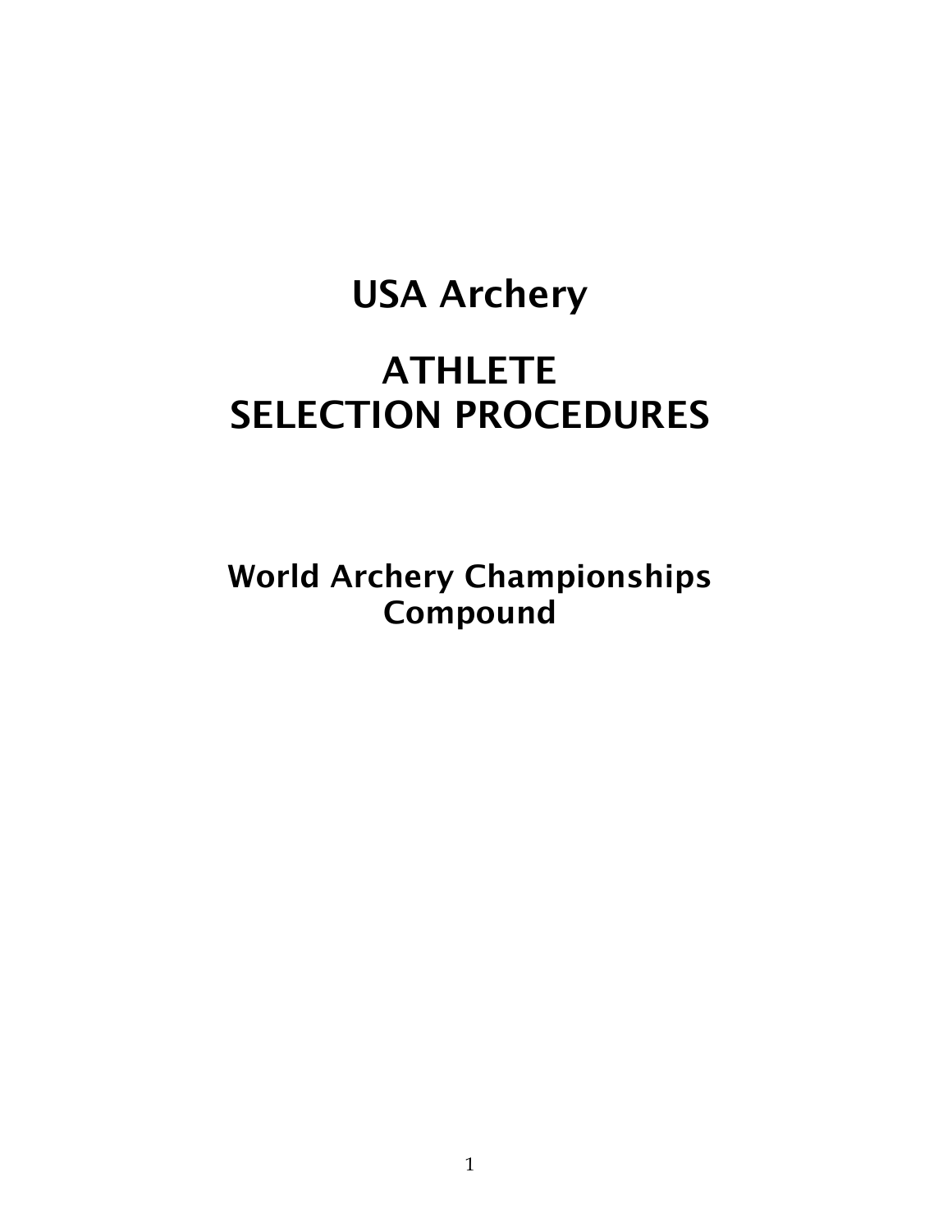# USA Archery

# ATHLETE SELECTION PROCEDURES

## World Archery Championships Compound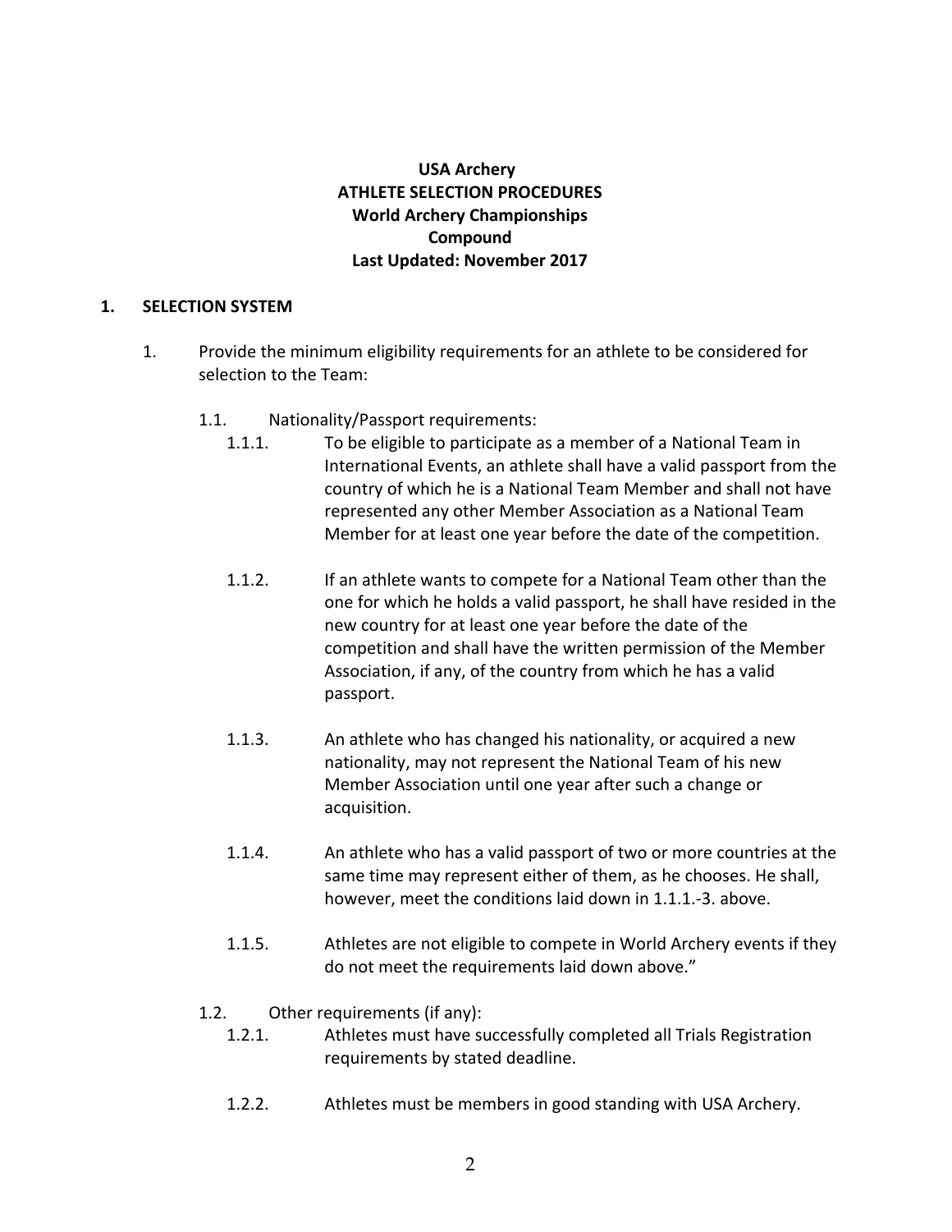**USA Archery**
**ATHLETE SELECTION PROCEDURES**
**World Archery Championships**
**Compound**
**Last Updated: November 2017**

## 1. SELECTION SYSTEM

1. Provide the minimum eligibility requirements for an athlete to be considered for selection to the Team:

   1.1. Nationality/Passport requirements:

   1.1.1. To be eligible to participate as a member of a National Team in International Events, an athlete shall have a valid passport from the country of which he is a National Team Member and shall not have represented any other Member Association as a National Team Member for at least one year before the date of the competition.

   1.1.2. If an athlete wants to compete for a National Team other than the one for which he holds a valid passport, he shall have resided in the new country for at least one year before the date of the competition and shall have the written permission of the Member Association, if any, of the country from which he has a valid passport.

   1.1.3. An athlete who has changed his nationality, or acquired a new nationality, may not represent the National Team of his new Member Association until one year after such a change or acquisition.

   1.1.4. An athlete who has a valid passport of two or more countries at the same time may represent either of them, as he chooses. He shall, however, meet the conditions laid down in 1.1.1.-3. above.

   1.1.5. Athletes are not eligible to compete in World Archery events if they do not meet the requirements laid down above."

   1.2. Other requirements (if any):

   1.2.1. Athletes must have successfully completed all Trials Registration requirements by stated deadline.

   1.2.2. Athletes must be members in good standing with USA Archery.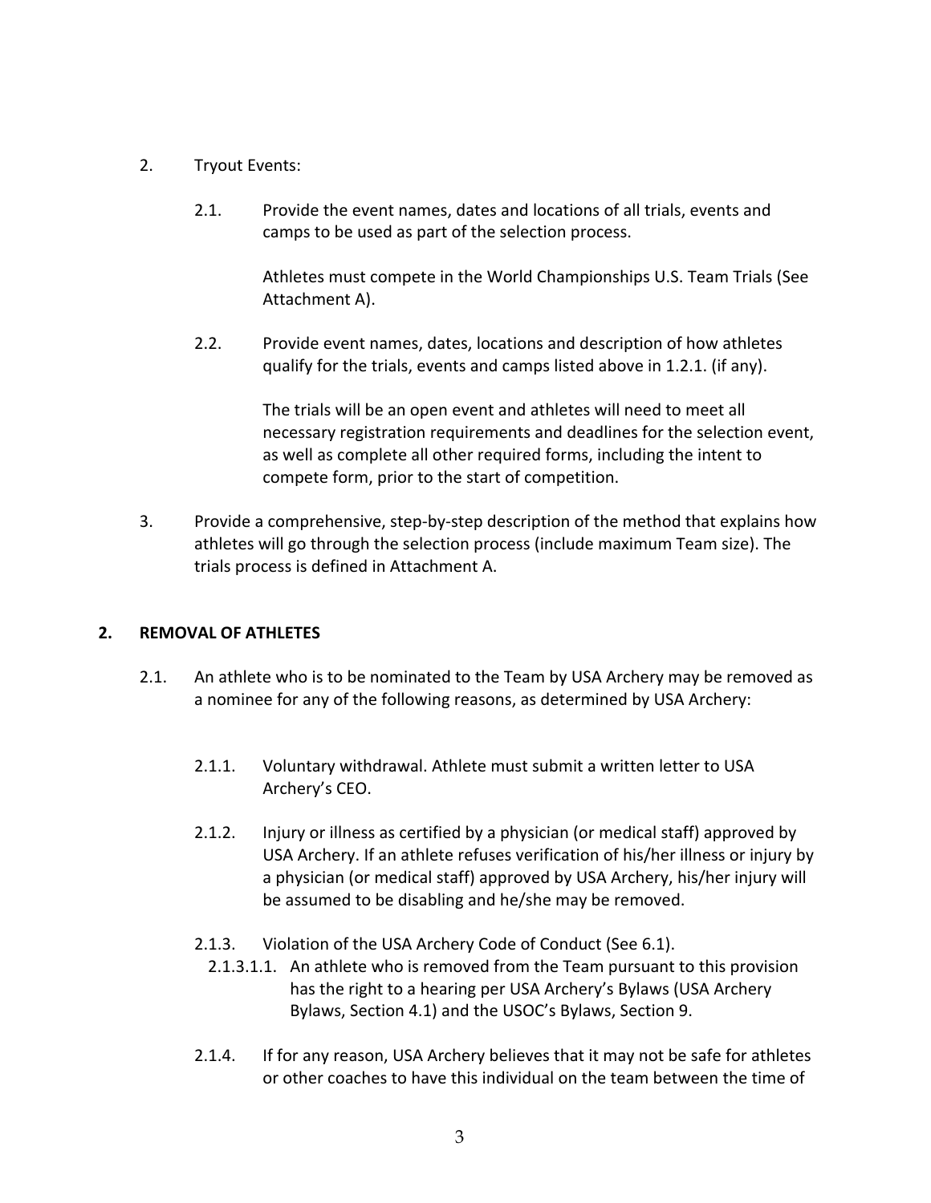2. Tryout Events:

   2.1. Provide the event names, dates and locations of all trials, events and camps to be used as part of the selection process.

   Athletes must compete in the World Championships U.S. Team Trials (See Attachment A).

   2.2. Provide event names, dates, locations and description of how athletes qualify for the trials, events and camps listed above in 1.2.1. (if any).

   The trials will be an open event and athletes will need to meet all necessary registration requirements and deadlines for the selection event, as well as complete all other required forms, including the intent to compete form, prior to the start of competition.

3. Provide a comprehensive, step-by-step description of the method that explains how athletes will go through the selection process (include maximum Team size). The trials process is defined in Attachment A.

## 2. REMOVAL OF ATHLETES

2.1. An athlete who is to be nominated to the Team by USA Archery may be removed as a nominee for any of the following reasons, as determined by USA Archery:

2.1.1. Voluntary withdrawal. Athlete must submit a written letter to USA Archery's CEO.

2.1.2. Injury or illness as certified by a physician (or medical staff) approved by USA Archery. If an athlete refuses verification of his/her illness or injury by a physician (or medical staff) approved by USA Archery, his/her injury will be assumed to be disabling and he/she may be removed.

2.1.3. Violation of the USA Archery Code of Conduct (See 6.1).

2.1.3.1.1. An athlete who is removed from the Team pursuant to this provision has the right to a hearing per USA Archery's Bylaws (USA Archery Bylaws, Section 4.1) and the USOC's Bylaws, Section 9.

2.1.4. If for any reason, USA Archery believes that it may not be safe for athletes or other coaches to have this individual on the team between the time of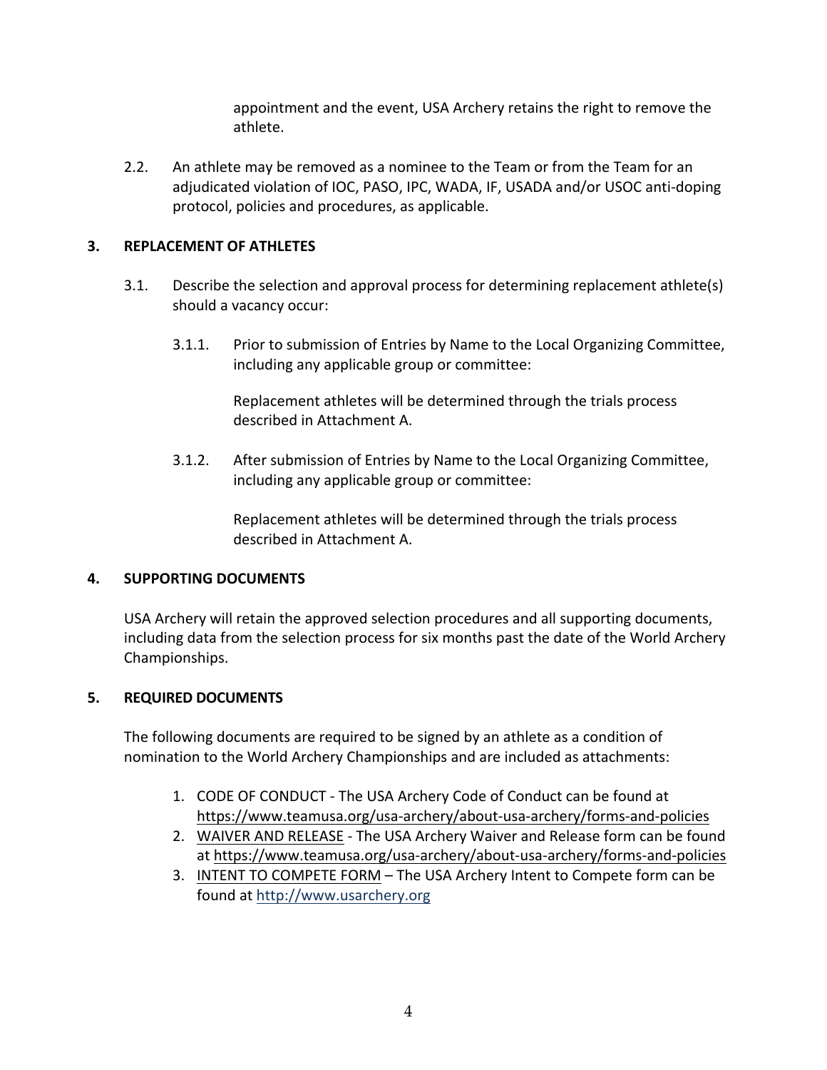appointment and the event, USA Archery retains the right to remove the athlete.

2.2. An athlete may be removed as a nominee to the Team or from the Team for an adjudicated violation of IOC, PASO, IPC, WADA, IF, USADA and/or USOC anti-doping protocol, policies and procedures, as applicable.

## 3. REPLACEMENT OF ATHLETES

3.1. Describe the selection and approval process for determining replacement athlete(s) should a vacancy occur:

3.1.1. Prior to submission of Entries by Name to the Local Organizing Committee, including any applicable group or committee:

Replacement athletes will be determined through the trials process described in Attachment A.

3.1.2. After submission of Entries by Name to the Local Organizing Committee, including any applicable group or committee:

Replacement athletes will be determined through the trials process described in Attachment A.

## 4. SUPPORTING DOCUMENTS

USA Archery will retain the approved selection procedures and all supporting documents, including data from the selection process for six months past the date of the World Archery Championships.

## 5. REQUIRED DOCUMENTS

The following documents are required to be signed by an athlete as a condition of nomination to the World Archery Championships and are included as attachments:

1. CODE OF CONDUCT - The USA Archery Code of Conduct can be found at https://www.teamusa.org/usa-archery/about-usa-archery/forms-and-policies
2. WAIVER AND RELEASE - The USA Archery Waiver and Release form can be found at https://www.teamusa.org/usa-archery/about-usa-archery/forms-and-policies
3. INTENT TO COMPETE FORM – The USA Archery Intent to Compete form can be found at http://www.usarchery.org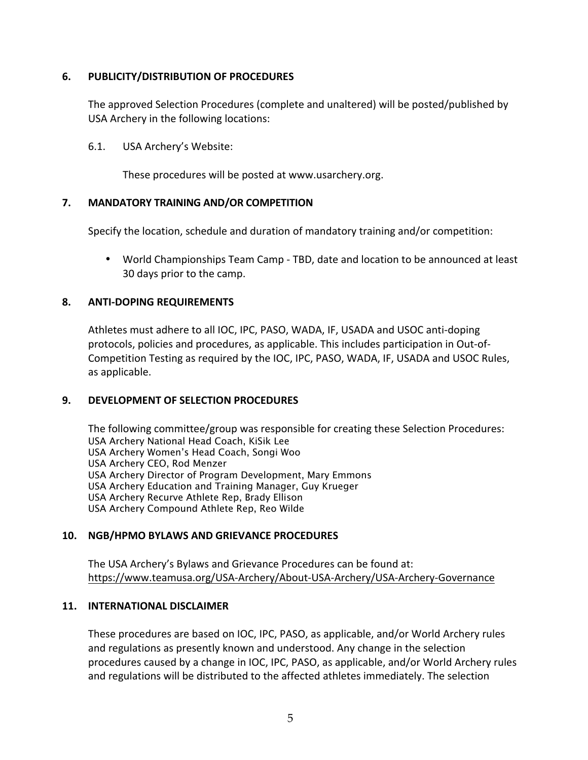## 6. PUBLICITY/DISTRIBUTION OF PROCEDURES

The approved Selection Procedures (complete and unaltered) will be posted/published by USA Archery in the following locations:

6.1. USA Archery's Website:

These procedures will be posted at www.usarchery.org.

## 7. MANDATORY TRAINING AND/OR COMPETITION

Specify the location, schedule and duration of mandatory training and/or competition:

- World Championships Team Camp - TBD, date and location to be announced at least 30 days prior to the camp.

## 8. ANTI-DOPING REQUIREMENTS

Athletes must adhere to all IOC, IPC, PASO, WADA, IF, USADA and USOC anti-doping protocols, policies and procedures, as applicable. This includes participation in Out-of-Competition Testing as required by the IOC, IPC, PASO, WADA, IF, USADA and USOC Rules, as applicable.

## 9. DEVELOPMENT OF SELECTION PROCEDURES

The following committee/group was responsible for creating these Selection Procedures:
USA Archery National Head Coach, KiSik Lee
USA Archery Women's Head Coach, Songi Woo
USA Archery CEO, Rod Menzer
USA Archery Director of Program Development, Mary Emmons
USA Archery Education and Training Manager, Guy Krueger
USA Archery Recurve Athlete Rep, Brady Ellison
USA Archery Compound Athlete Rep, Reo Wilde

## 10. NGB/HPMO BYLAWS AND GRIEVANCE PROCEDURES

The USA Archery's Bylaws and Grievance Procedures can be found at:
https://www.teamusa.org/USA-Archery/About-USA-Archery/USA-Archery-Governance

## 11. INTERNATIONAL DISCLAIMER

These procedures are based on IOC, IPC, PASO, as applicable, and/or World Archery rules and regulations as presently known and understood. Any change in the selection procedures caused by a change in IOC, IPC, PASO, as applicable, and/or World Archery rules and regulations will be distributed to the affected athletes immediately. The selection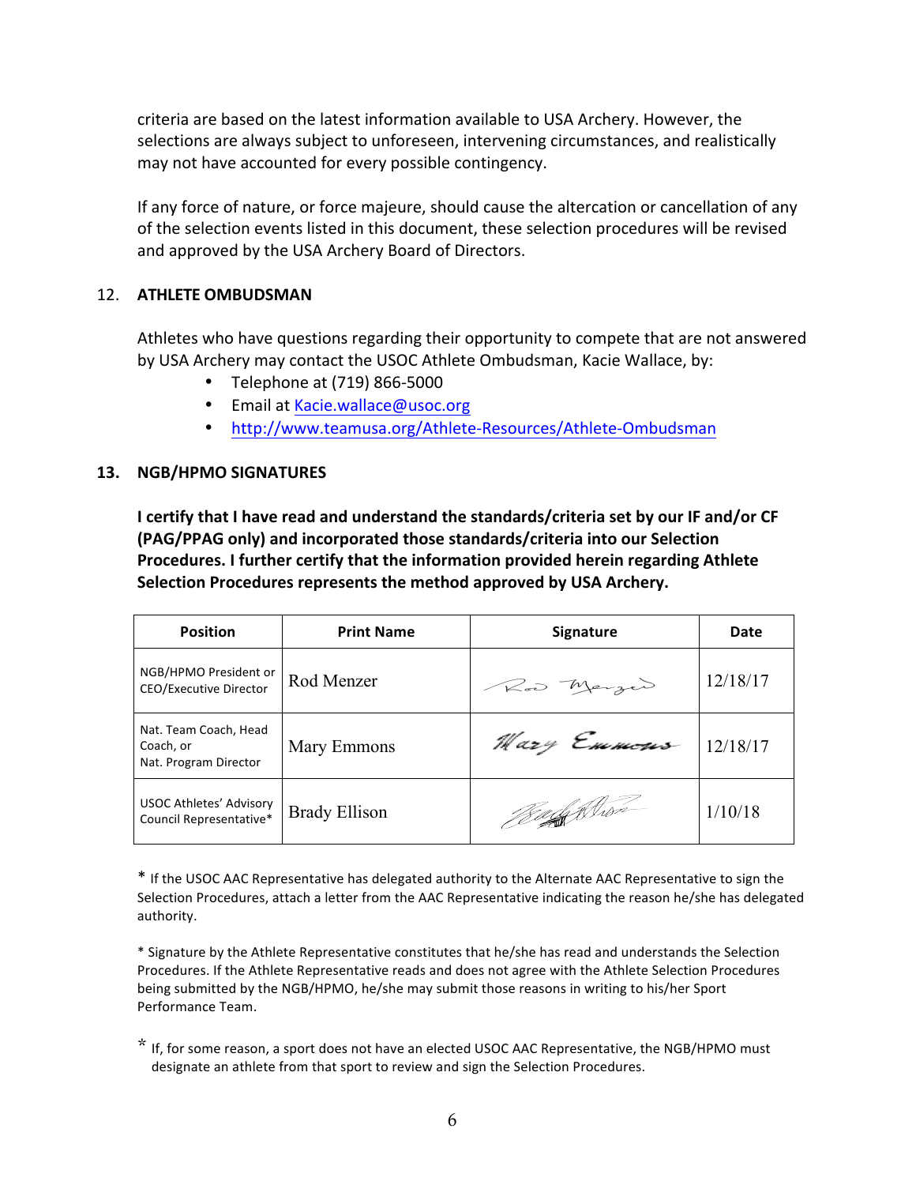criteria are based on the latest information available to USA Archery. However, the selections are always subject to unforeseen, intervening circumstances, and realistically may not have accounted for every possible contingency.

If any force of nature, or force majeure, should cause the altercation or cancellation of any of the selection events listed in this document, these selection procedures will be revised and approved by the USA Archery Board of Directors.

## 12. ATHLETE OMBUDSMAN

Athletes who have questions regarding their opportunity to compete that are not answered by USA Archery may contact the USOC Athlete Ombudsman, Kacie Wallace, by:

- Telephone at (719) 866-5000
- Email at Kacie.wallace@usoc.org
- http://www.teamusa.org/Athlete-Resources/Athlete-Ombudsman

## 13. NGB/HPMO SIGNATURES

**I certify that I have read and understand the standards/criteria set by our IF and/or CF (PAG/PPAG only) and incorporated those standards/criteria into our Selection Procedures. I further certify that the information provided herein regarding Athlete Selection Procedures represents the method approved by USA Archery.**

| Position | Print Name | Signature | Date |
|---|---|---|---|
| NGB/HPMO President or CEO/Executive Director | Rod Menzer | Rod Menzer | 12/18/17 |
| Nat. Team Coach, Head Coach, or Nat. Program Director | Mary Emmons | Mary Emmons | 12/18/17 |
| USOC Athletes' Advisory Council Representative* | Brady Ellison | Brady Ellison | 1/10/18 |

\* If the USOC AAC Representative has delegated authority to the Alternate AAC Representative to sign the Selection Procedures, attach a letter from the AAC Representative indicating the reason he/she has delegated authority.

\* Signature by the Athlete Representative constitutes that he/she has read and understands the Selection Procedures. If the Athlete Representative reads and does not agree with the Athlete Selection Procedures being submitted by the NGB/HPMO, he/she may submit those reasons in writing to his/her Sport Performance Team.

\* If, for some reason, a sport does not have an elected USOC AAC Representative, the NGB/HPMO must designate an athlete from that sport to review and sign the Selection Procedures.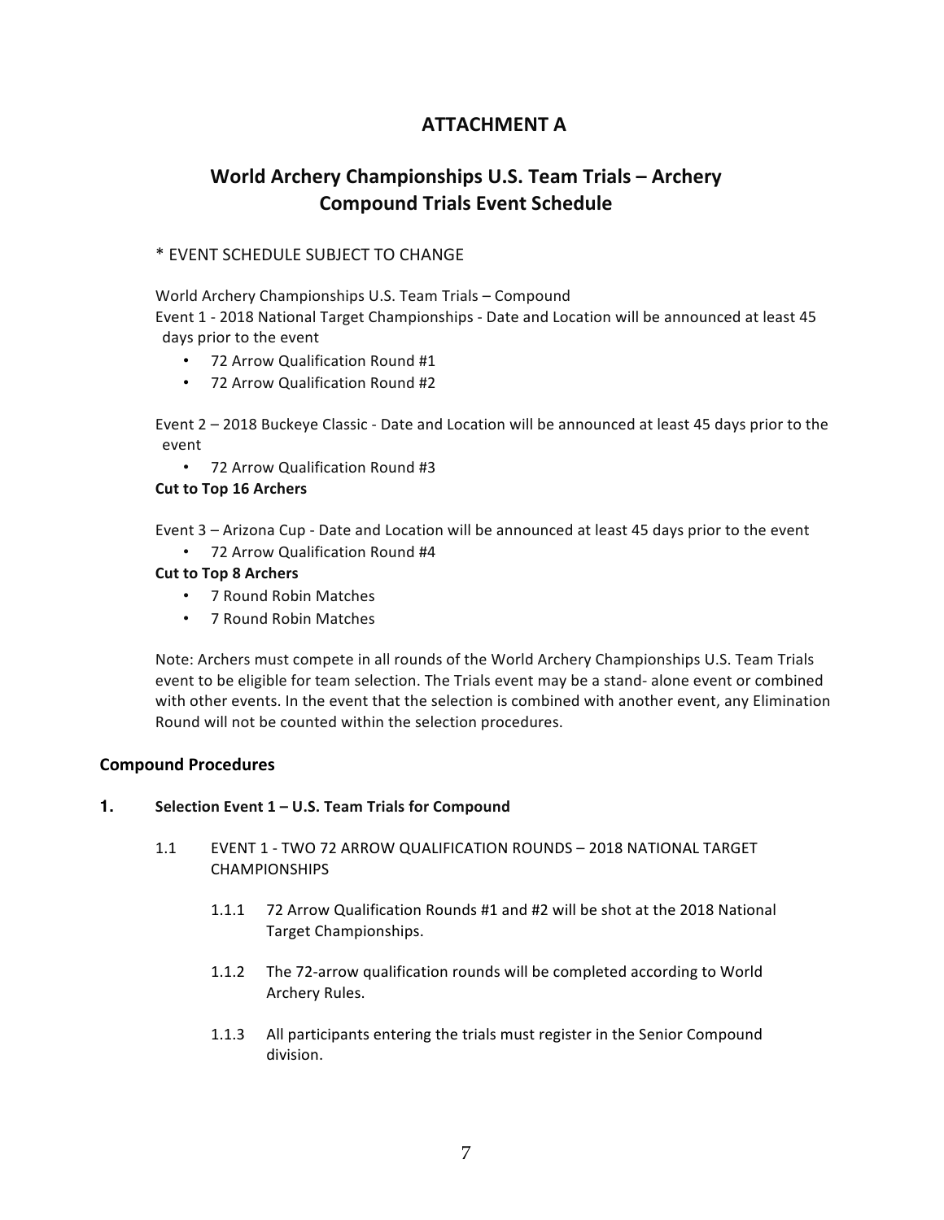## ATTACHMENT A

## World Archery Championships U.S. Team Trials – Archery Compound Trials Event Schedule

* EVENT SCHEDULE SUBJECT TO CHANGE

World Archery Championships U.S. Team Trials – Compound
Event 1 - 2018 National Target Championships - Date and Location will be announced at least 45 days prior to the event

- 72 Arrow Qualification Round #1
- 72 Arrow Qualification Round #2

Event 2 – 2018 Buckeye Classic - Date and Location will be announced at least 45 days prior to the event

- 72 Arrow Qualification Round #3

**Cut to Top 16 Archers**

Event 3 – Arizona Cup - Date and Location will be announced at least 45 days prior to the event

- 72 Arrow Qualification Round #4

**Cut to Top 8 Archers**

- 7 Round Robin Matches
- 7 Round Robin Matches

Note: Archers must compete in all rounds of the World Archery Championships U.S. Team Trials event to be eligible for team selection. The Trials event may be a stand- alone event or combined with other events. In the event that the selection is combined with another event, any Elimination Round will not be counted within the selection procedures.

### Compound Procedures

**1. Selection Event 1 – U.S. Team Trials for Compound**

1.1 EVENT 1 - TWO 72 ARROW QUALIFICATION ROUNDS – 2018 NATIONAL TARGET CHAMPIONSHIPS

1.1.1 72 Arrow Qualification Rounds #1 and #2 will be shot at the 2018 National Target Championships.

1.1.2 The 72-arrow qualification rounds will be completed according to World Archery Rules.

1.1.3 All participants entering the trials must register in the Senior Compound division.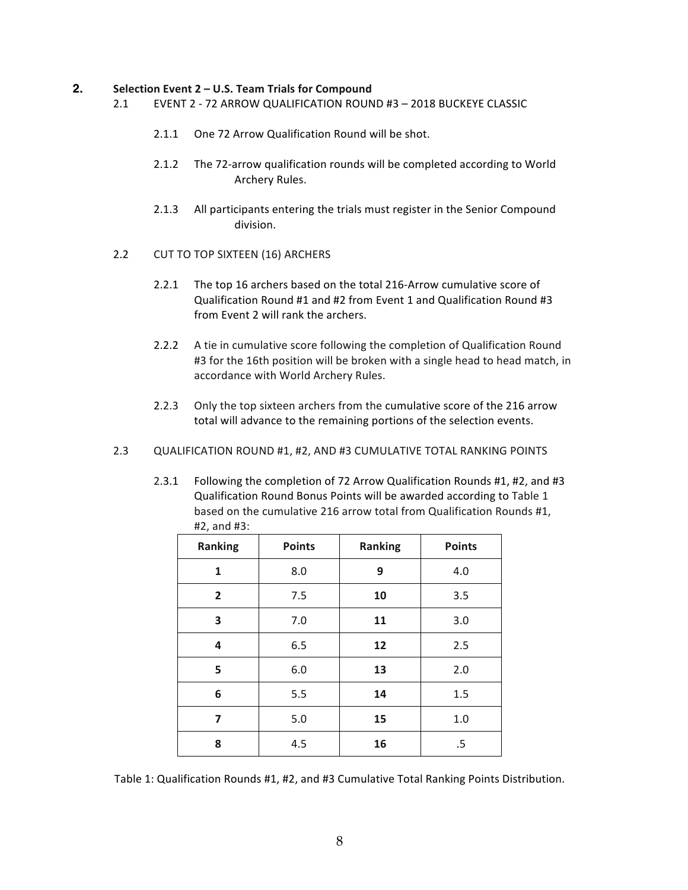## 2. Selection Event 2 – U.S. Team Trials for Compound

2.1 EVENT 2 - 72 ARROW QUALIFICATION ROUND #3 – 2018 BUCKEYE CLASSIC

2.1.1 One 72 Arrow Qualification Round will be shot.

2.1.2 The 72-arrow qualification rounds will be completed according to World Archery Rules.

2.1.3 All participants entering the trials must register in the Senior Compound division.

2.2 CUT TO TOP SIXTEEN (16) ARCHERS

2.2.1 The top 16 archers based on the total 216-Arrow cumulative score of Qualification Round #1 and #2 from Event 1 and Qualification Round #3 from Event 2 will rank the archers.

2.2.2 A tie in cumulative score following the completion of Qualification Round #3 for the 16th position will be broken with a single head to head match, in accordance with World Archery Rules.

2.2.3 Only the top sixteen archers from the cumulative score of the 216 arrow total will advance to the remaining portions of the selection events.

2.3 QUALIFICATION ROUND #1, #2, AND #3 CUMULATIVE TOTAL RANKING POINTS

2.3.1 Following the completion of 72 Arrow Qualification Rounds #1, #2, and #3 Qualification Round Bonus Points will be awarded according to Table 1 based on the cumulative 216 arrow total from Qualification Rounds #1, #2, and #3:

| Ranking | Points | Ranking | Points |
|---|---|---|---|
| **1** | 8.0 | **9** | 4.0 |
| **2** | 7.5 | **10** | 3.5 |
| **3** | 7.0 | **11** | 3.0 |
| **4** | 6.5 | **12** | 2.5 |
| **5** | 6.0 | **13** | 2.0 |
| **6** | 5.5 | **14** | 1.5 |
| **7** | 5.0 | **15** | 1.0 |
| **8** | 4.5 | **16** | .5 |

Table 1: Qualification Rounds #1, #2, and #3 Cumulative Total Ranking Points Distribution.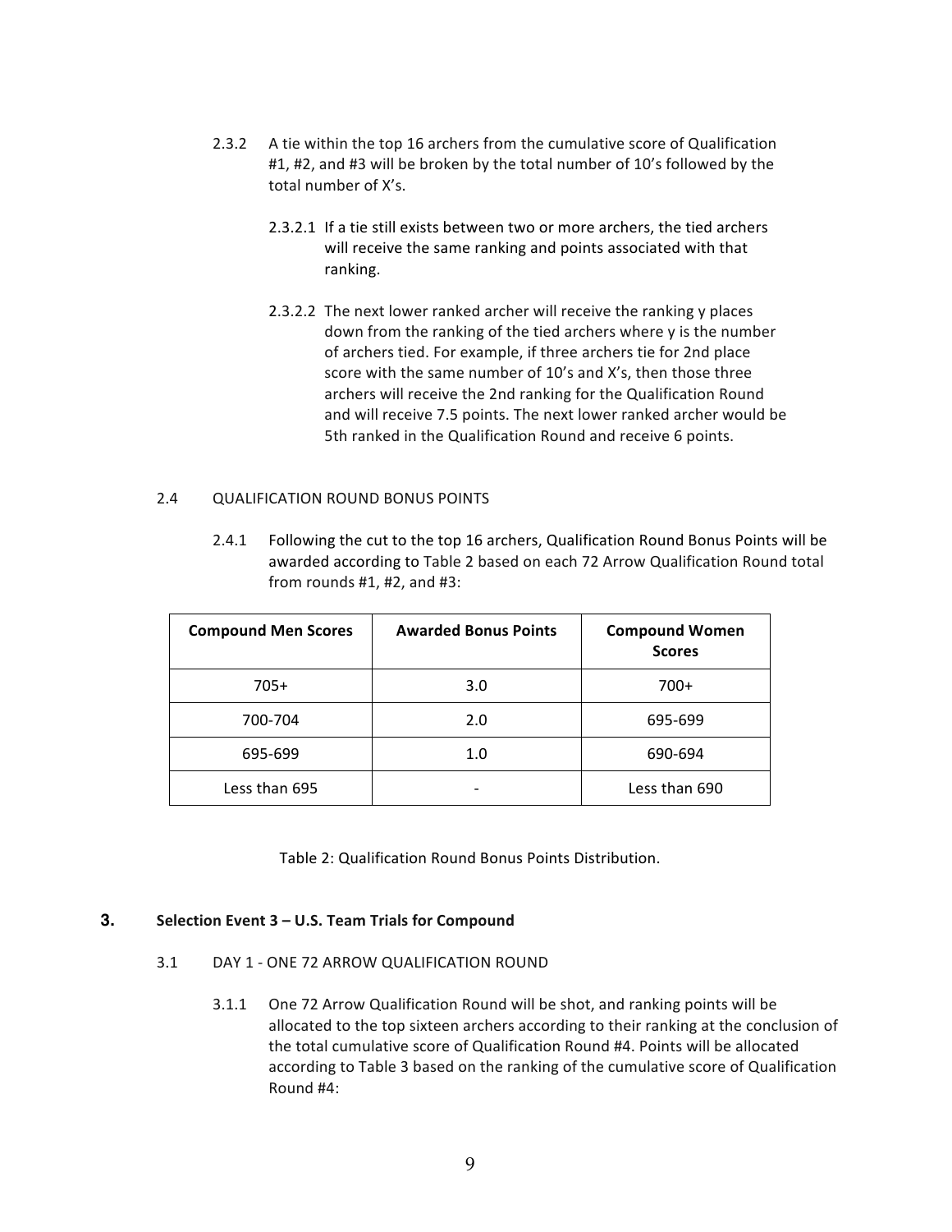2.3.2 A tie within the top 16 archers from the cumulative score of Qualification #1, #2, and #3 will be broken by the total number of 10's followed by the total number of X's.

2.3.2.1 If a tie still exists between two or more archers, the tied archers will receive the same ranking and points associated with that ranking.

2.3.2.2 The next lower ranked archer will receive the ranking y places down from the ranking of the tied archers where y is the number of archers tied. For example, if three archers tie for 2nd place score with the same number of 10's and X's, then those three archers will receive the 2nd ranking for the Qualification Round and will receive 7.5 points. The next lower ranked archer would be 5th ranked in the Qualification Round and receive 6 points.

2.4 QUALIFICATION ROUND BONUS POINTS

2.4.1 Following the cut to the top 16 archers, Qualification Round Bonus Points will be awarded according to Table 2 based on each 72 Arrow Qualification Round total from rounds #1, #2, and #3:

| **Compound Men Scores** | **Awarded Bonus Points** | **Compound Women Scores** |
|---|---|---|
| 705+ | 3.0 | 700+ |
| 700-704 | 2.0 | 695-699 |
| 695-699 | 1.0 | 690-694 |
| Less than 695 | - | Less than 690 |

Table 2: Qualification Round Bonus Points Distribution.

## 3. Selection Event 3 – U.S. Team Trials for Compound

3.1 DAY 1 - ONE 72 ARROW QUALIFICATION ROUND

3.1.1 One 72 Arrow Qualification Round will be shot, and ranking points will be allocated to the top sixteen archers according to their ranking at the conclusion of the total cumulative score of Qualification Round #4. Points will be allocated according to Table 3 based on the ranking of the cumulative score of Qualification Round #4: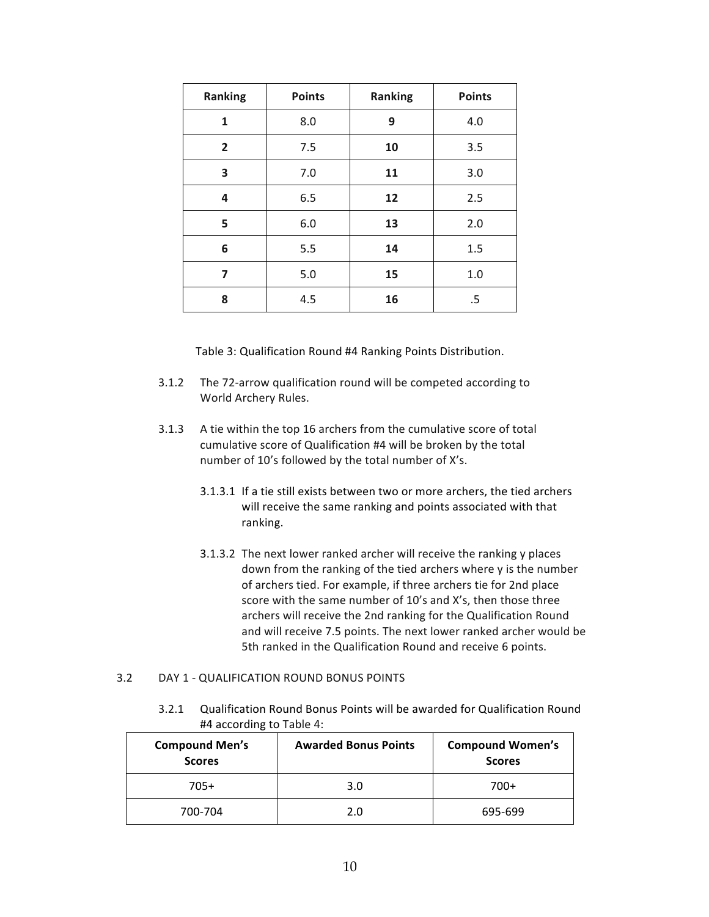| Ranking | Points | Ranking | Points |
|---|---|---|---|
| **1** | 8.0 | **9** | 4.0 |
| **2** | 7.5 | **10** | 3.5 |
| **3** | 7.0 | **11** | 3.0 |
| **4** | 6.5 | **12** | 2.5 |
| **5** | 6.0 | **13** | 2.0 |
| **6** | 5.5 | **14** | 1.5 |
| **7** | 5.0 | **15** | 1.0 |
| **8** | 4.5 | **16** | .5 |

Table 3: Qualification Round #4 Ranking Points Distribution.

3.1.2 The 72-arrow qualification round will be competed according to World Archery Rules.

3.1.3 A tie within the top 16 archers from the cumulative score of total cumulative score of Qualification #4 will be broken by the total number of 10's followed by the total number of X's.

3.1.3.1 If a tie still exists between two or more archers, the tied archers will receive the same ranking and points associated with that ranking.

3.1.3.2 The next lower ranked archer will receive the ranking y places down from the ranking of the tied archers where y is the number of archers tied. For example, if three archers tie for 2nd place score with the same number of 10's and X's, then those three archers will receive the 2nd ranking for the Qualification Round and will receive 7.5 points. The next lower ranked archer would be 5th ranked in the Qualification Round and receive 6 points.

3.2 DAY 1 - QUALIFICATION ROUND BONUS POINTS

3.2.1 Qualification Round Bonus Points will be awarded for Qualification Round #4 according to Table 4:

| Compound Men's Scores | Awarded Bonus Points | Compound Women's Scores |
|---|---|---|
| 705+ | 3.0 | 700+ |
| 700-704 | 2.0 | 695-699 |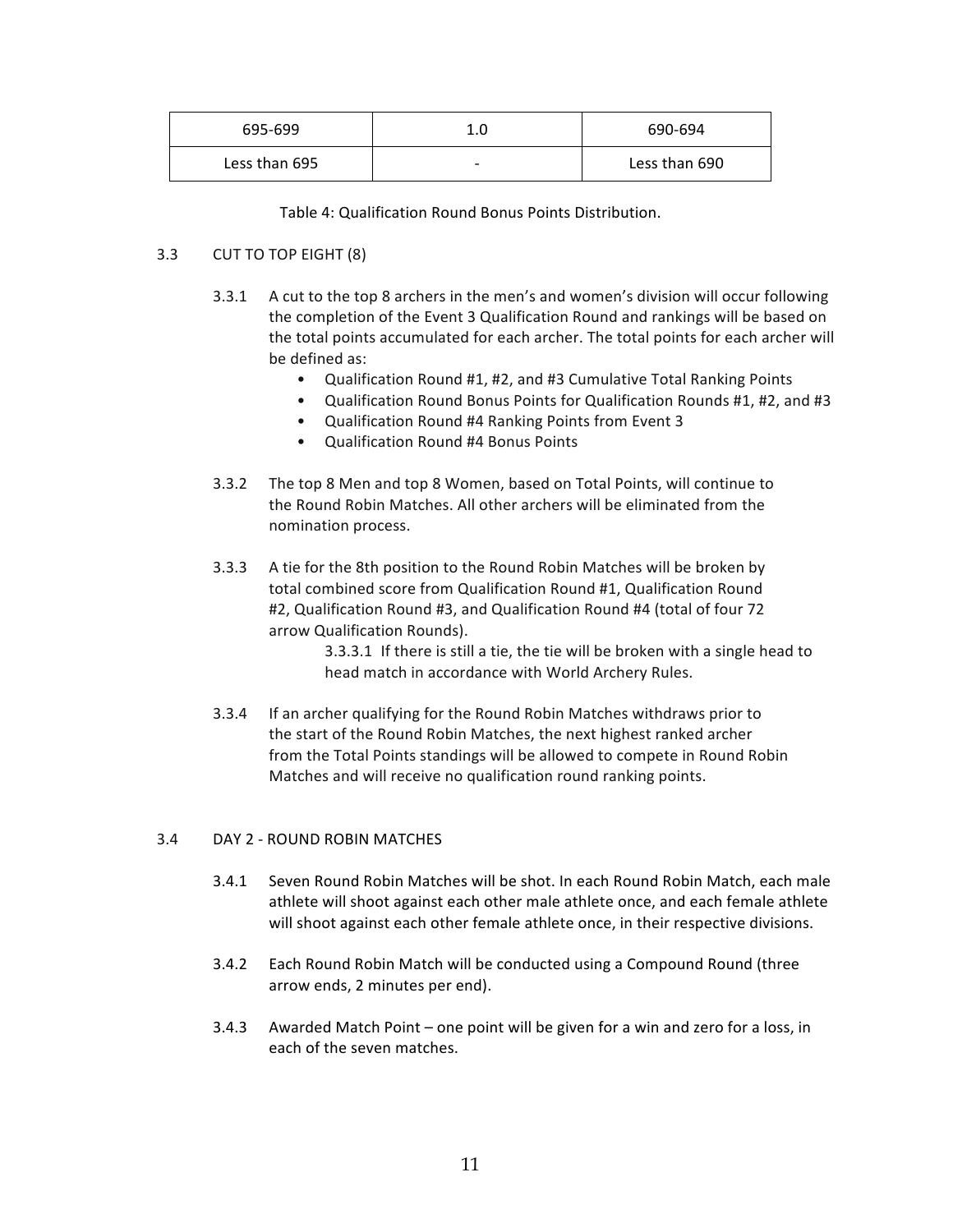| 695-699 | 1.0 | 690-694 |
| --- | --- | --- |
| Less than 695 | - | Less than 690 |

Table 4: Qualification Round Bonus Points Distribution.

### 3.3 CUT TO TOP EIGHT (8)

3.3.1 A cut to the top 8 archers in the men's and women's division will occur following the completion of the Event 3 Qualification Round and rankings will be based on the total points accumulated for each archer. The total points for each archer will be defined as:

- Qualification Round #1, #2, and #3 Cumulative Total Ranking Points
- Qualification Round Bonus Points for Qualification Rounds #1, #2, and #3
- Qualification Round #4 Ranking Points from Event 3
- Qualification Round #4 Bonus Points

3.3.2 The top 8 Men and top 8 Women, based on Total Points, will continue to the Round Robin Matches. All other archers will be eliminated from the nomination process.

3.3.3 A tie for the 8th position to the Round Robin Matches will be broken by total combined score from Qualification Round #1, Qualification Round #2, Qualification Round #3, and Qualification Round #4 (total of four 72 arrow Qualification Rounds).

3.3.3.1 If there is still a tie, the tie will be broken with a single head to head match in accordance with World Archery Rules.

3.3.4 If an archer qualifying for the Round Robin Matches withdraws prior to the start of the Round Robin Matches, the next highest ranked archer from the Total Points standings will be allowed to compete in Round Robin Matches and will receive no qualification round ranking points.

### 3.4 DAY 2 - ROUND ROBIN MATCHES

3.4.1 Seven Round Robin Matches will be shot. In each Round Robin Match, each male athlete will shoot against each other male athlete once, and each female athlete will shoot against each other female athlete once, in their respective divisions.

3.4.2 Each Round Robin Match will be conducted using a Compound Round (three arrow ends, 2 minutes per end).

3.4.3 Awarded Match Point – one point will be given for a win and zero for a loss, in each of the seven matches.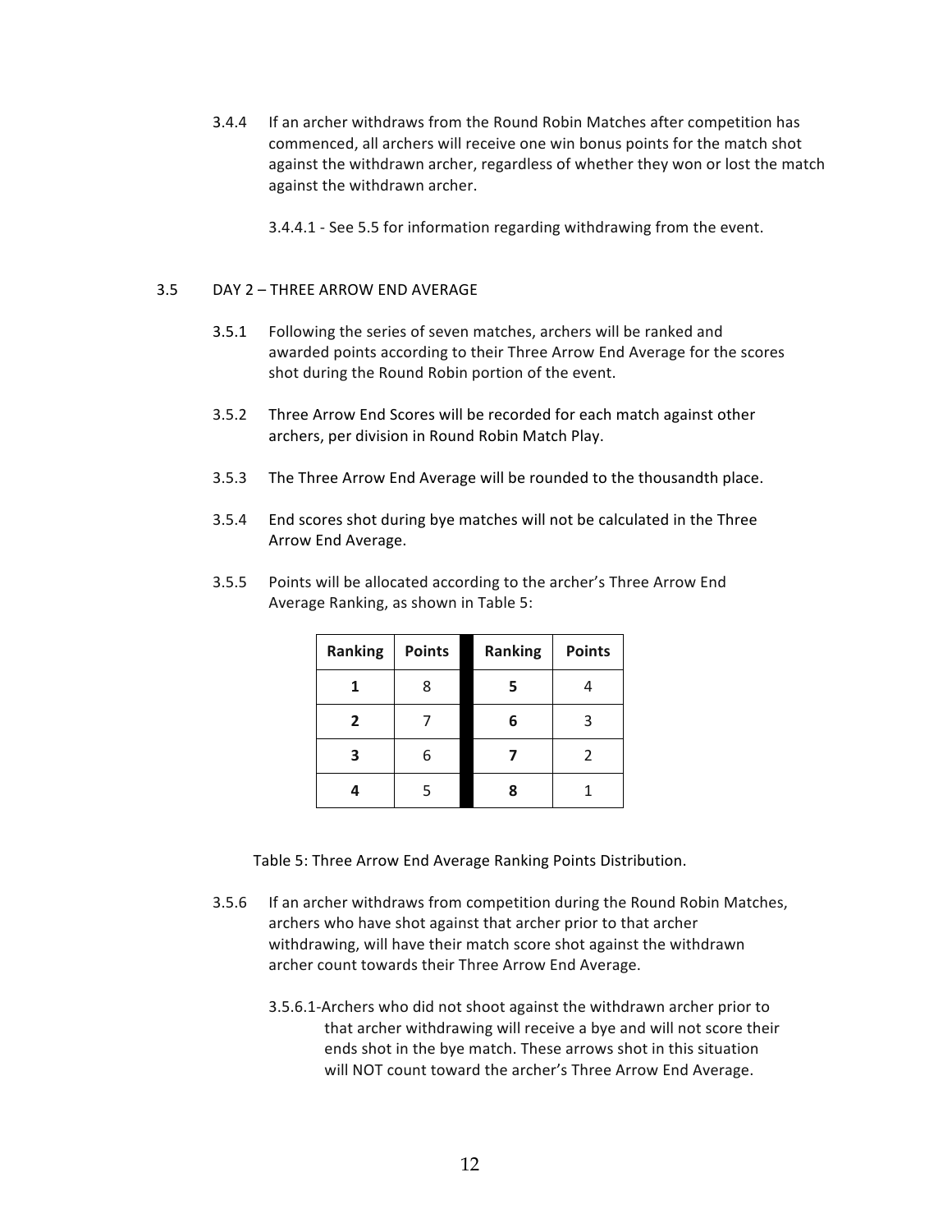3.4.4 If an archer withdraws from the Round Robin Matches after competition has commenced, all archers will receive one win bonus points for the match shot against the withdrawn archer, regardless of whether they won or lost the match against the withdrawn archer.

3.4.4.1 - See 5.5 for information regarding withdrawing from the event.

## 3.5 DAY 2 – THREE ARROW END AVERAGE

3.5.1 Following the series of seven matches, archers will be ranked and awarded points according to their Three Arrow End Average for the scores shot during the Round Robin portion of the event.

3.5.2 Three Arrow End Scores will be recorded for each match against other archers, per division in Round Robin Match Play.

3.5.3 The Three Arrow End Average will be rounded to the thousandth place.

3.5.4 End scores shot during bye matches will not be calculated in the Three Arrow End Average.

3.5.5 Points will be allocated according to the archer's Three Arrow End Average Ranking, as shown in Table 5:

| Ranking | Points | Ranking | Points |
|---|---|---|---|
| **1** | 8 | **5** | 4 |
| **2** | 7 | **6** | 3 |
| **3** | 6 | **7** | 2 |
| **4** | 5 | **8** | 1 |

Table 5: Three Arrow End Average Ranking Points Distribution.

3.5.6 If an archer withdraws from competition during the Round Robin Matches, archers who have shot against that archer prior to that archer withdrawing, will have their match score shot against the withdrawn archer count towards their Three Arrow End Average.

3.5.6.1-Archers who did not shoot against the withdrawn archer prior to that archer withdrawing will receive a bye and will not score their ends shot in the bye match. These arrows shot in this situation will NOT count toward the archer's Three Arrow End Average.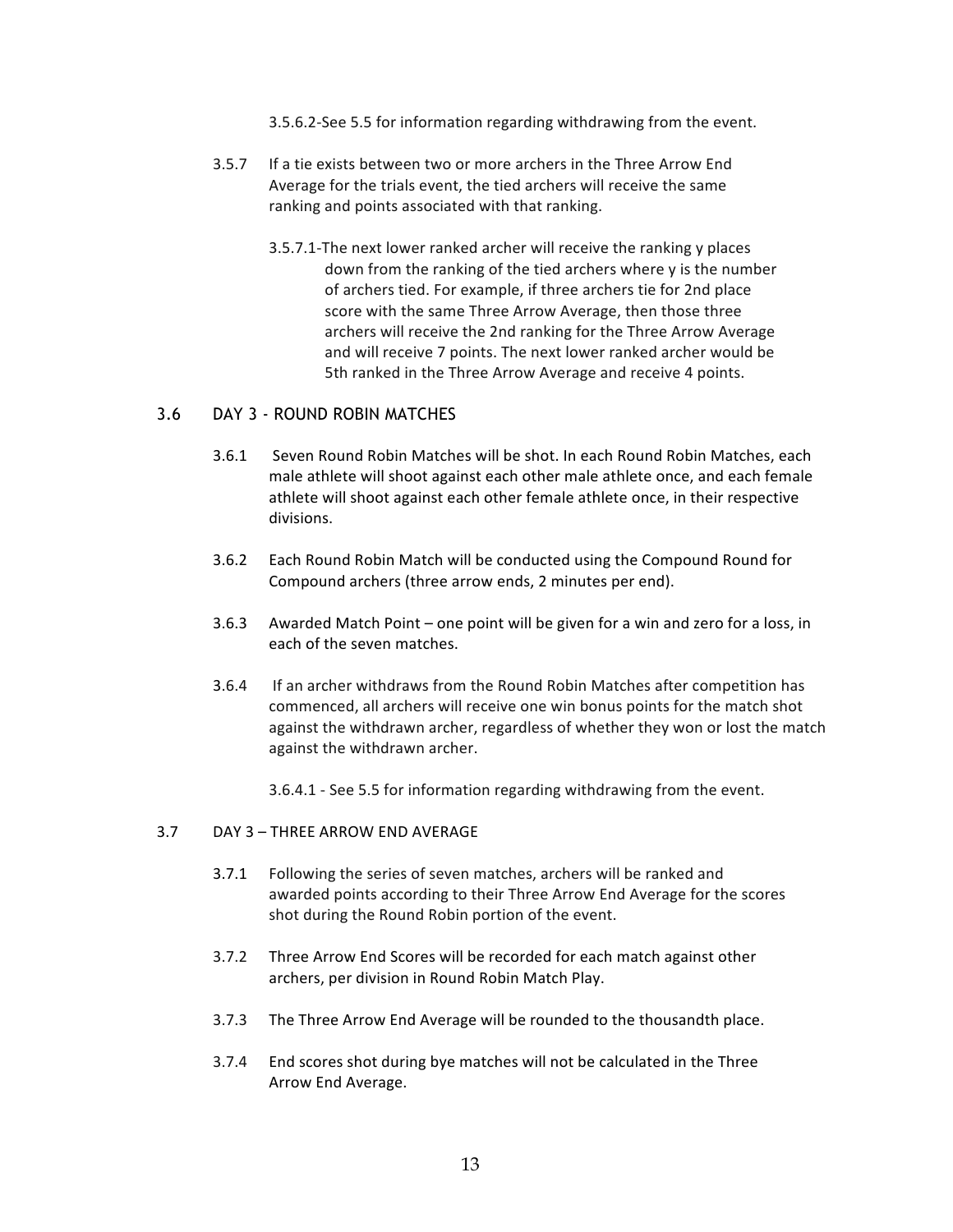3.5.6.2-See 5.5 for information regarding withdrawing from the event.

3.5.7 If a tie exists between two or more archers in the Three Arrow End Average for the trials event, the tied archers will receive the same ranking and points associated with that ranking.

3.5.7.1-The next lower ranked archer will receive the ranking y places down from the ranking of the tied archers where y is the number of archers tied. For example, if three archers tie for 2nd place score with the same Three Arrow Average, then those three archers will receive the 2nd ranking for the Three Arrow Average and will receive 7 points. The next lower ranked archer would be 5th ranked in the Three Arrow Average and receive 4 points.

## 3.6 DAY 3 - ROUND ROBIN MATCHES

3.6.1 Seven Round Robin Matches will be shot. In each Round Robin Matches, each male athlete will shoot against each other male athlete once, and each female athlete will shoot against each other female athlete once, in their respective divisions.

3.6.2 Each Round Robin Match will be conducted using the Compound Round for Compound archers (three arrow ends, 2 minutes per end).

3.6.3 Awarded Match Point – one point will be given for a win and zero for a loss, in each of the seven matches.

3.6.4 If an archer withdraws from the Round Robin Matches after competition has commenced, all archers will receive one win bonus points for the match shot against the withdrawn archer, regardless of whether they won or lost the match against the withdrawn archer.

3.6.4.1 - See 5.5 for information regarding withdrawing from the event.

## 3.7 DAY 3 – THREE ARROW END AVERAGE

3.7.1 Following the series of seven matches, archers will be ranked and awarded points according to their Three Arrow End Average for the scores shot during the Round Robin portion of the event.

3.7.2 Three Arrow End Scores will be recorded for each match against other archers, per division in Round Robin Match Play.

3.7.3 The Three Arrow End Average will be rounded to the thousandth place.

3.7.4 End scores shot during bye matches will not be calculated in the Three Arrow End Average.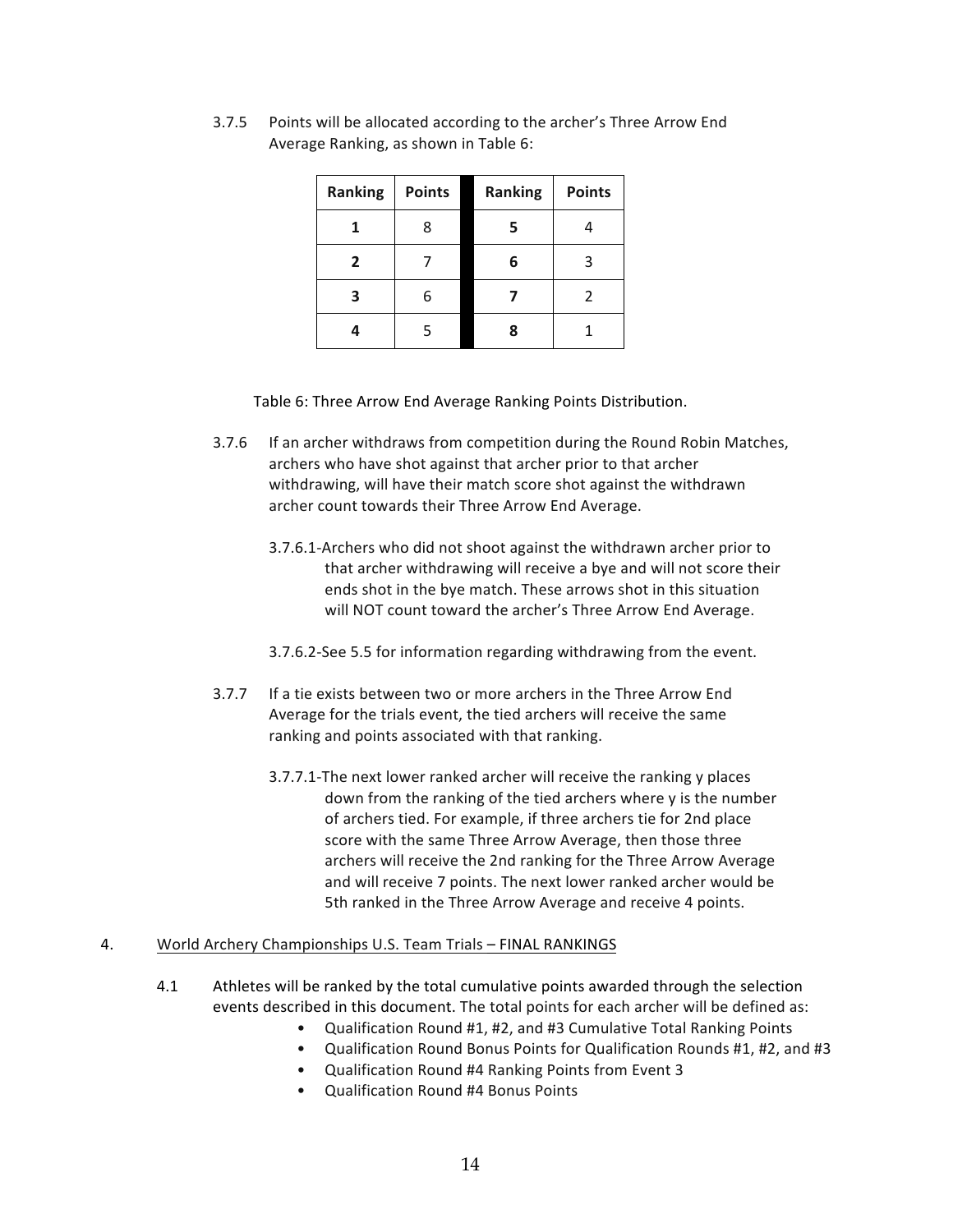3.7.5 Points will be allocated according to the archer's Three Arrow End Average Ranking, as shown in Table 6:

| Ranking | Points | Ranking | Points |
|---|---|---|---|
| **1** | 8 | **5** | 4 |
| **2** | 7 | **6** | 3 |
| **3** | 6 | **7** | 2 |
| **4** | 5 | **8** | 1 |

Table 6: Three Arrow End Average Ranking Points Distribution.

3.7.6 If an archer withdraws from competition during the Round Robin Matches, archers who have shot against that archer prior to that archer withdrawing, will have their match score shot against the withdrawn archer count towards their Three Arrow End Average.

3.7.6.1-Archers who did not shoot against the withdrawn archer prior to that archer withdrawing will receive a bye and will not score their ends shot in the bye match. These arrows shot in this situation will NOT count toward the archer's Three Arrow End Average.

3.7.6.2-See 5.5 for information regarding withdrawing from the event.

3.7.7 If a tie exists between two or more archers in the Three Arrow End Average for the trials event, the tied archers will receive the same ranking and points associated with that ranking.

3.7.7.1-The next lower ranked archer will receive the ranking y places down from the ranking of the tied archers where y is the number of archers tied. For example, if three archers tie for 2nd place score with the same Three Arrow Average, then those three archers will receive the 2nd ranking for the Three Arrow Average and will receive 7 points. The next lower ranked archer would be 5th ranked in the Three Arrow Average and receive 4 points.

## 4. World Archery Championships U.S. Team Trials – FINAL RANKINGS

4.1 Athletes will be ranked by the total cumulative points awarded through the selection events described in this document. The total points for each archer will be defined as:

- Qualification Round #1, #2, and #3 Cumulative Total Ranking Points
- Qualification Round Bonus Points for Qualification Rounds #1, #2, and #3
- Qualification Round #4 Ranking Points from Event 3
- Qualification Round #4 Bonus Points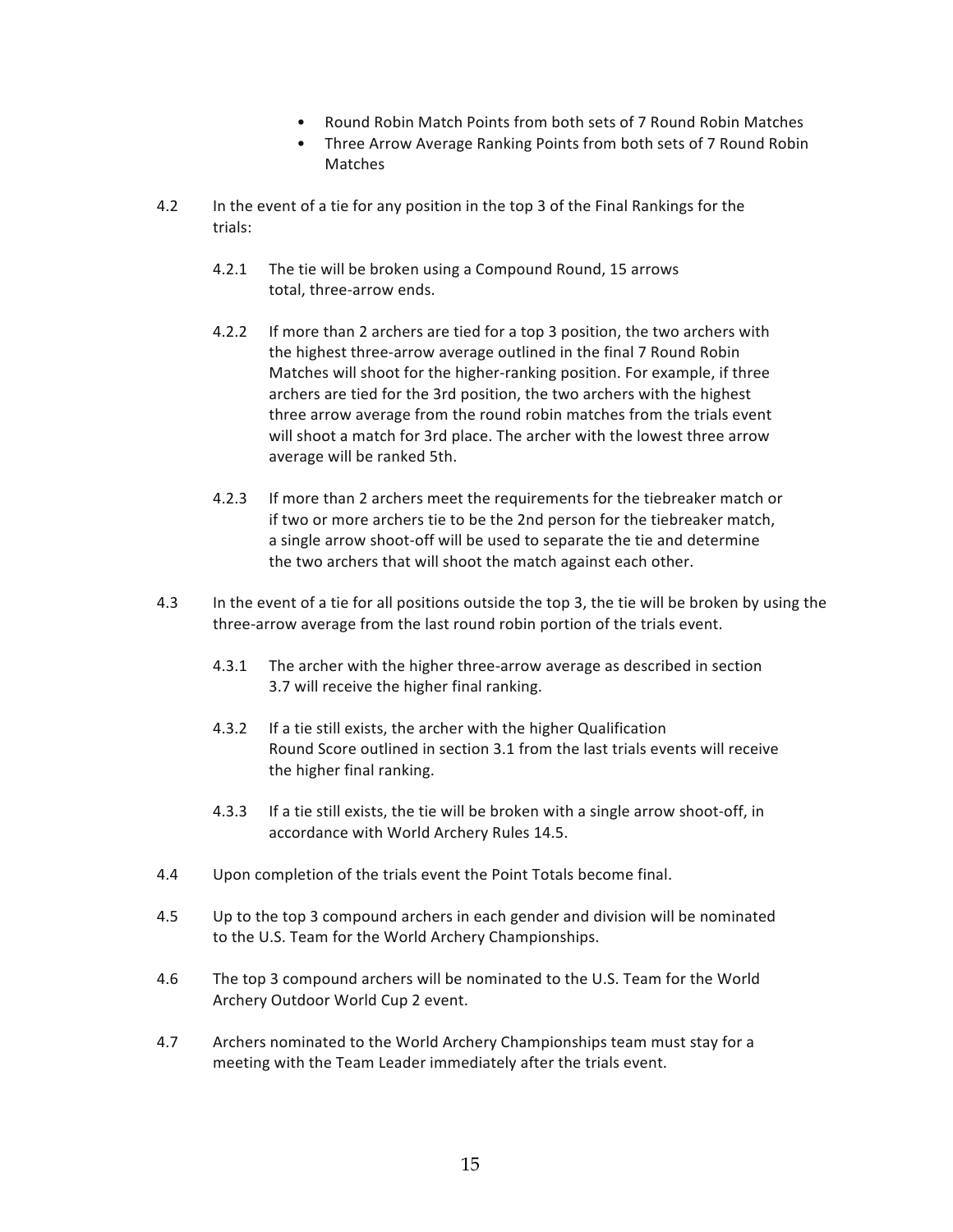- Round Robin Match Points from both sets of 7 Round Robin Matches
- Three Arrow Average Ranking Points from both sets of 7 Round Robin Matches

4.2 In the event of a tie for any position in the top 3 of the Final Rankings for the trials:

4.2.1 The tie will be broken using a Compound Round, 15 arrows total, three-arrow ends.

4.2.2 If more than 2 archers are tied for a top 3 position, the two archers with the highest three-arrow average outlined in the final 7 Round Robin Matches will shoot for the higher-ranking position. For example, if three archers are tied for the 3rd position, the two archers with the highest three arrow average from the round robin matches from the trials event will shoot a match for 3rd place. The archer with the lowest three arrow average will be ranked 5th.

4.2.3 If more than 2 archers meet the requirements for the tiebreaker match or if two or more archers tie to be the 2nd person for the tiebreaker match, a single arrow shoot-off will be used to separate the tie and determine the two archers that will shoot the match against each other.

4.3 In the event of a tie for all positions outside the top 3, the tie will be broken by using the three-arrow average from the last round robin portion of the trials event.

4.3.1 The archer with the higher three-arrow average as described in section 3.7 will receive the higher final ranking.

4.3.2 If a tie still exists, the archer with the higher Qualification Round Score outlined in section 3.1 from the last trials events will receive the higher final ranking.

4.3.3 If a tie still exists, the tie will be broken with a single arrow shoot-off, in accordance with World Archery Rules 14.5.

4.4 Upon completion of the trials event the Point Totals become final.

4.5 Up to the top 3 compound archers in each gender and division will be nominated to the U.S. Team for the World Archery Championships.

4.6 The top 3 compound archers will be nominated to the U.S. Team for the World Archery Outdoor World Cup 2 event.

4.7 Archers nominated to the World Archery Championships team must stay for a meeting with the Team Leader immediately after the trials event.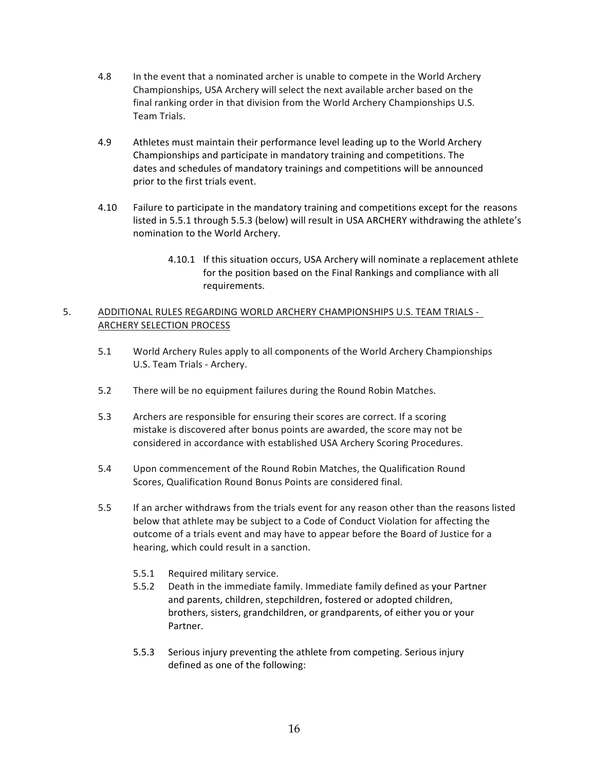4.8 In the event that a nominated archer is unable to compete in the World Archery Championships, USA Archery will select the next available archer based on the final ranking order in that division from the World Archery Championships U.S. Team Trials.

4.9 Athletes must maintain their performance level leading up to the World Archery Championships and participate in mandatory training and competitions. The dates and schedules of mandatory trainings and competitions will be announced prior to the first trials event.

4.10 Failure to participate in the mandatory training and competitions except for the reasons listed in 5.5.1 through 5.5.3 (below) will result in USA ARCHERY withdrawing the athlete's nomination to the World Archery.

> 4.10.1 If this situation occurs, USA Archery will nominate a replacement athlete for the position based on the Final Rankings and compliance with all requirements.

5. <u>ADDITIONAL RULES REGARDING WORLD ARCHERY CHAMPIONSHIPS U.S. TEAM TRIALS - ARCHERY SELECTION PROCESS</u>

5.1 World Archery Rules apply to all components of the World Archery Championships U.S. Team Trials - Archery.

5.2 There will be no equipment failures during the Round Robin Matches.

5.3 Archers are responsible for ensuring their scores are correct. If a scoring mistake is discovered after bonus points are awarded, the score may not be considered in accordance with established USA Archery Scoring Procedures.

5.4 Upon commencement of the Round Robin Matches, the Qualification Round Scores, Qualification Round Bonus Points are considered final.

5.5 If an archer withdraws from the trials event for any reason other than the reasons listed below that athlete may be subject to a Code of Conduct Violation for affecting the outcome of a trials event and may have to appear before the Board of Justice for a hearing, which could result in a sanction.

> 5.5.1 Required military service.
>
> 5.5.2 Death in the immediate family. Immediate family defined as your Partner and parents, children, stepchildren, fostered or adopted children, brothers, sisters, grandchildren, or grandparents, of either you or your Partner.
>
> 5.5.3 Serious injury preventing the athlete from competing. Serious injury defined as one of the following: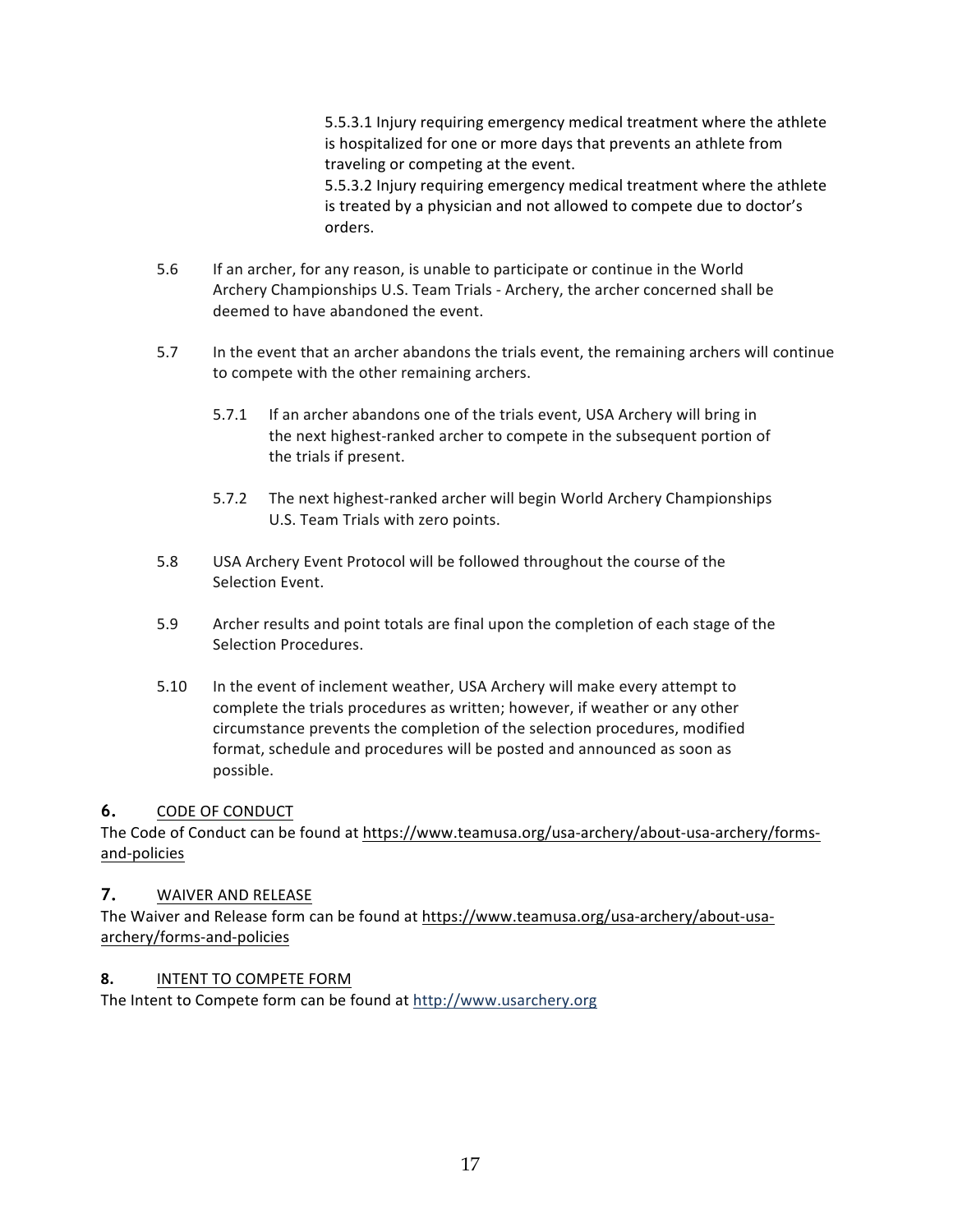5.5.3.1 Injury requiring emergency medical treatment where the athlete is hospitalized for one or more days that prevents an athlete from traveling or competing at the event.

5.5.3.2 Injury requiring emergency medical treatment where the athlete is treated by a physician and not allowed to compete due to doctor's orders.

5.6 If an archer, for any reason, is unable to participate or continue in the World Archery Championships U.S. Team Trials - Archery, the archer concerned shall be deemed to have abandoned the event.

5.7 In the event that an archer abandons the trials event, the remaining archers will continue to compete with the other remaining archers.

5.7.1 If an archer abandons one of the trials event, USA Archery will bring in the next highest-ranked archer to compete in the subsequent portion of the trials if present.

5.7.2 The next highest-ranked archer will begin World Archery Championships U.S. Team Trials with zero points.

5.8 USA Archery Event Protocol will be followed throughout the course of the Selection Event.

5.9 Archer results and point totals are final upon the completion of each stage of the Selection Procedures.

5.10 In the event of inclement weather, USA Archery will make every attempt to complete the trials procedures as written; however, if weather or any other circumstance prevents the completion of the selection procedures, modified format, schedule and procedures will be posted and announced as soon as possible.

## 6. CODE OF CONDUCT

The Code of Conduct can be found at https://www.teamusa.org/usa-archery/about-usa-archery/forms-and-policies

## 7. WAIVER AND RELEASE

The Waiver and Release form can be found at https://www.teamusa.org/usa-archery/about-usa-archery/forms-and-policies

## 8. INTENT TO COMPETE FORM

The Intent to Compete form can be found at http://www.usarchery.org